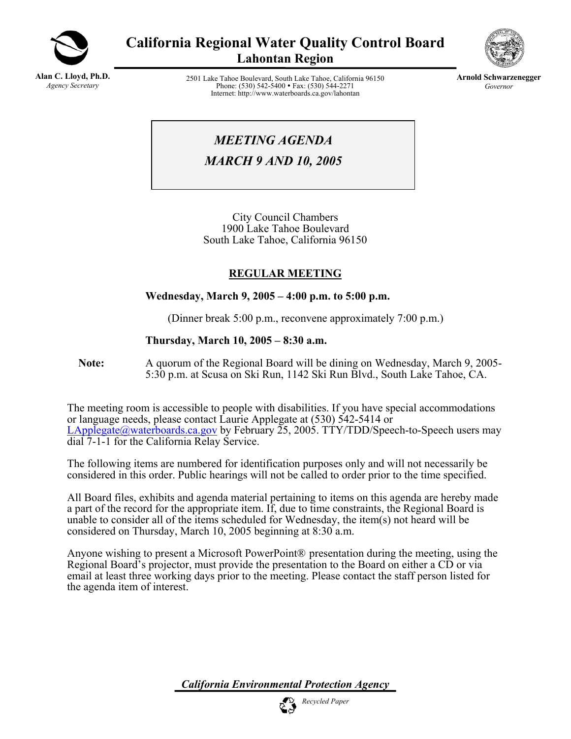# California Regional Water Quality Control Board
## Lahontan Region

**Alan C. Lloyd, Ph.D.**
*Agency Secretary*

2501 Lake Tahoe Boulevard, South Lake Tahoe, California 96150
Phone: (530) 542-5400 • Fax: (530) 544-2271
Internet: http://www.waterboards.ca.gov/lahontan

**Arnold Schwarzenegger**
*Governor*

## *MEETING AGENDA*
## *MARCH 9 AND 10, 2005*

City Council Chambers
1900 Lake Tahoe Boulevard
South Lake Tahoe, California 96150

## REGULAR MEETING

**Wednesday, March 9, 2005 – 4:00 p.m. to 5:00 p.m.**

(Dinner break 5:00 p.m., reconvene approximately 7:00 p.m.)

**Thursday, March 10, 2005 – 8:30 a.m.**

**Note:** A quorum of the Regional Board will be dining on Wednesday, March 9, 2005-5:30 p.m. at Scusa on Ski Run, 1142 Ski Run Blvd., South Lake Tahoe, CA.

The meeting room is accessible to people with disabilities. If you have special accommodations or language needs, please contact Laurie Applegate at (530) 542-5414 or LApplegate@waterboards.ca.gov by February 25, 2005. TTY/TDD/Speech-to-Speech users may dial 7-1-1 for the California Relay Service.

The following items are numbered for identification purposes only and will not necessarily be considered in this order. Public hearings will not be called to order prior to the time specified.

All Board files, exhibits and agenda material pertaining to items on this agenda are hereby made a part of the record for the appropriate item. If, due to time constraints, the Regional Board is unable to consider all of the items scheduled for Wednesday, the item(s) not heard will be considered on Thursday, March 10, 2005 beginning at 8:30 a.m.

Anyone wishing to present a Microsoft PowerPoint® presentation during the meeting, using the Regional Board's projector, must provide the presentation to the Board on either a CD or via email at least three working days prior to the meeting. Please contact the staff person listed for the agenda item of interest.

*California Environmental Protection Agency*

*Recycled Paper*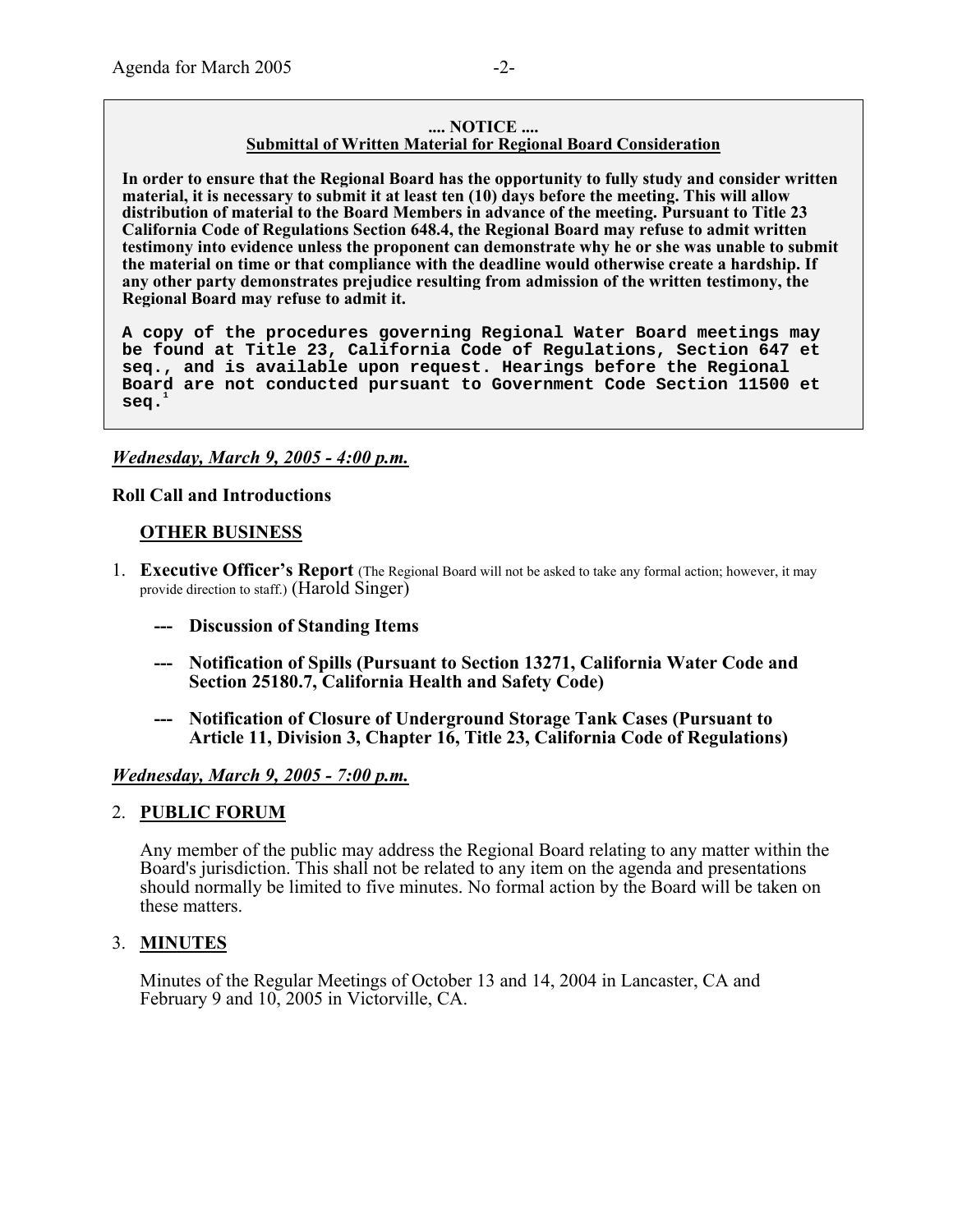**.... NOTICE ....**
**Submittal of Written Material for Regional Board Consideration**

**In order to ensure that the Regional Board has the opportunity to fully study and consider written material, it is necessary to submit it at least ten (10) days before the meeting. This will allow distribution of material to the Board Members in advance of the meeting. Pursuant to Title 23 California Code of Regulations Section 648.4, the Regional Board may refuse to admit written testimony into evidence unless the proponent can demonstrate why he or she was unable to submit the material on time or that compliance with the deadline would otherwise create a hardship. If any other party demonstrates prejudice resulting from admission of the written testimony, the Regional Board may refuse to admit it.**

**A copy of the procedures governing Regional Water Board meetings may be found at Title 23, California Code of Regulations, Section 647 et seq., and is available upon request. Hearings before the Regional Board are not conducted pursuant to Government Code Section 11500 et seq.[1]**

***Wednesday, March 9, 2005 - 4:00 p.m.***

**Roll Call and Introductions**

**OTHER BUSINESS**

1. **Executive Officer's Report** (The Regional Board will not be asked to take any formal action; however, it may provide direction to staff.) (Harold Singer)

   **--- Discussion of Standing Items**

   **--- Notification of Spills (Pursuant to Section 13271, California Water Code and Section 25180.7, California Health and Safety Code)**

   **--- Notification of Closure of Underground Storage Tank Cases (Pursuant to Article 11, Division 3, Chapter 16, Title 23, California Code of Regulations)**

***Wednesday, March 9, 2005 - 7:00 p.m.***

2. **PUBLIC FORUM**

   Any member of the public may address the Regional Board relating to any matter within the Board's jurisdiction. This shall not be related to any item on the agenda and presentations should normally be limited to five minutes. No formal action by the Board will be taken on these matters.

3. **MINUTES**

   Minutes of the Regular Meetings of October 13 and 14, 2004 in Lancaster, CA and February 9 and 10, 2005 in Victorville, CA.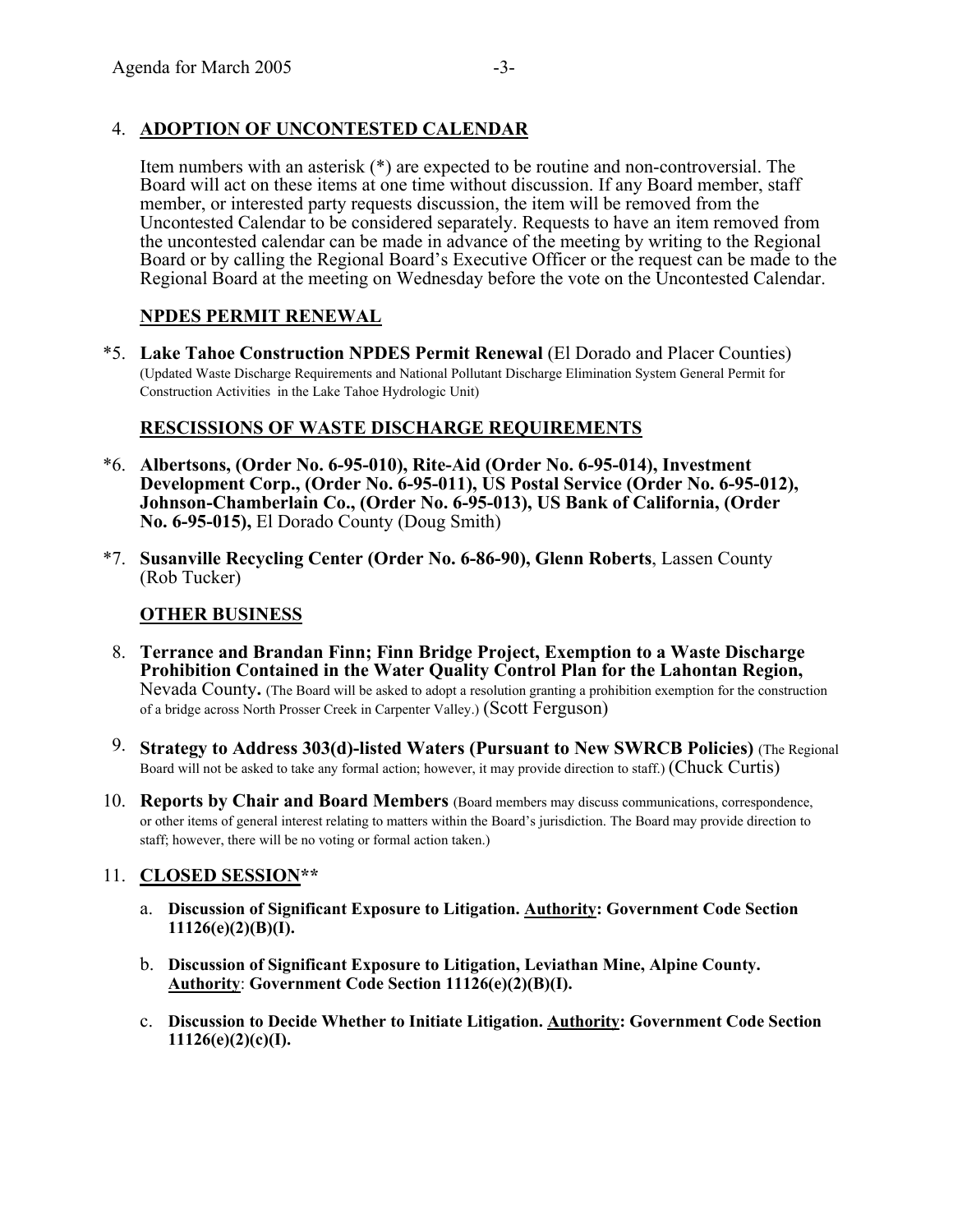4. **ADOPTION OF UNCONTESTED CALENDAR**

   Item numbers with an asterisk (*) are expected to be routine and non-controversial. The Board will act on these items at one time without discussion. If any Board member, staff member, or interested party requests discussion, the item will be removed from the Uncontested Calendar to be considered separately. Requests to have an item removed from the uncontested calendar can be made in advance of the meeting by writing to the Regional Board or by calling the Regional Board's Executive Officer or the request can be made to the Regional Board at the meeting on Wednesday before the vote on the Uncontested Calendar.

   **NPDES PERMIT RENEWAL**

*5. **Lake Tahoe Construction NPDES Permit Renewal** (El Dorado and Placer Counties) (Updated Waste Discharge Requirements and National Pollutant Discharge Elimination System General Permit for Construction Activities in the Lake Tahoe Hydrologic Unit)

   **RESCISSIONS OF WASTE DISCHARGE REQUIREMENTS**

*6. **Albertsons, (Order No. 6-95-010), Rite-Aid (Order No. 6-95-014), Investment Development Corp., (Order No. 6-95-011), US Postal Service (Order No. 6-95-012), Johnson-Chamberlain Co., (Order No. 6-95-013), US Bank of California, (Order No. 6-95-015),** El Dorado County (Doug Smith)

*7. **Susanville Recycling Center (Order No. 6-86-90), Glenn Roberts**, Lassen County (Rob Tucker)

   **OTHER BUSINESS**

8. **Terrance and Brandan Finn; Finn Bridge Project, Exemption to a Waste Discharge Prohibition Contained in the Water Quality Control Plan for the Lahontan Region,** Nevada County**.** (The Board will be asked to adopt a resolution granting a prohibition exemption for the construction of a bridge across North Prosser Creek in Carpenter Valley.) (Scott Ferguson)

9. **Strategy to Address 303(d)-listed Waters (Pursuant to New SWRCB Policies)** (The Regional Board will not be asked to take any formal action; however, it may provide direction to staff.) (Chuck Curtis)

10. **Reports by Chair and Board Members** (Board members may discuss communications, correspondence, or other items of general interest relating to matters within the Board's jurisdiction. The Board may provide direction to staff; however, there will be no voting or formal action taken.)

11. **CLOSED SESSION****

    a. **Discussion of Significant Exposure to Litigation. Authority: Government Code Section 11126(e)(2)(B)(I).**

    b. **Discussion of Significant Exposure to Litigation, Leviathan Mine, Alpine County. Authority: Government Code Section 11126(e)(2)(B)(I).**

    c. **Discussion to Decide Whether to Initiate Litigation. Authority: Government Code Section 11126(e)(2)(c)(I).**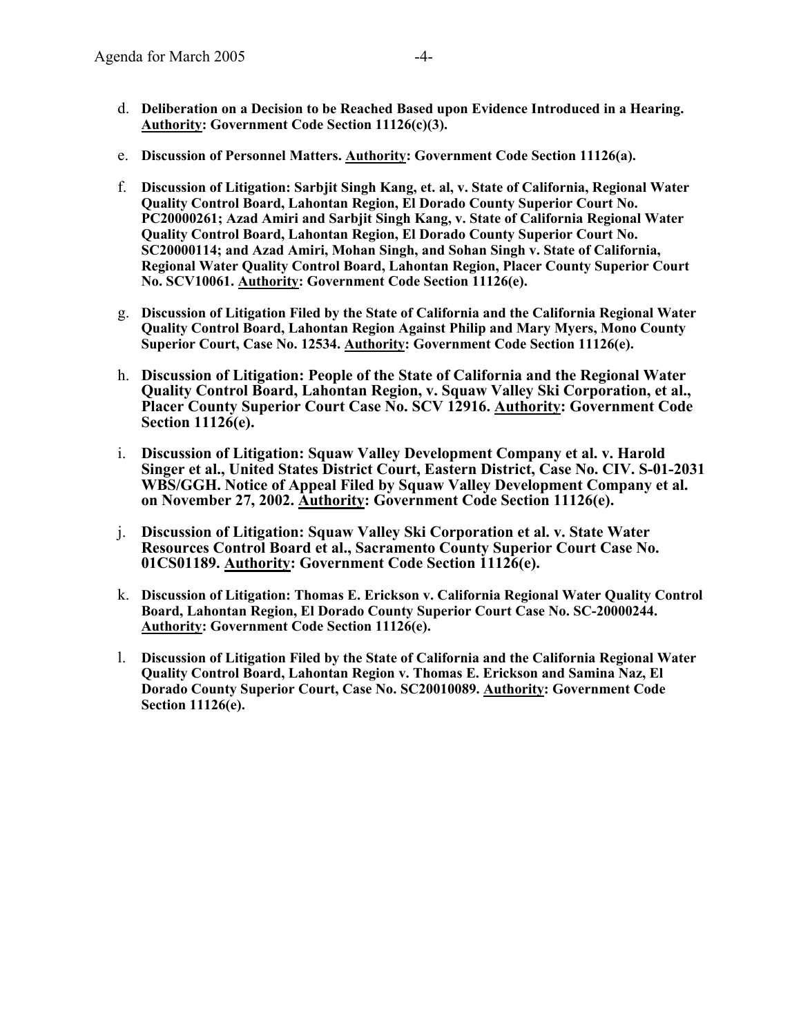d. **Deliberation on a Decision to be Reached Based upon Evidence Introduced in a Hearing. Authority: Government Code Section 11126(c)(3).**

e. **Discussion of Personnel Matters. Authority: Government Code Section 11126(a).**

f. **Discussion of Litigation: Sarbjit Singh Kang, et. al, v. State of California, Regional Water Quality Control Board, Lahontan Region, El Dorado County Superior Court No. PC20000261; Azad Amiri and Sarbjit Singh Kang, v. State of California Regional Water Quality Control Board, Lahontan Region, El Dorado County Superior Court No. SC20000114; and Azad Amiri, Mohan Singh, and Sohan Singh v. State of California, Regional Water Quality Control Board, Lahontan Region, Placer County Superior Court No. SCV10061. Authority: Government Code Section 11126(e).**

g. **Discussion of Litigation Filed by the State of California and the California Regional Water Quality Control Board, Lahontan Region Against Philip and Mary Myers, Mono County Superior Court, Case No. 12534. Authority: Government Code Section 11126(e).**

h. **Discussion of Litigation: People of the State of California and the Regional Water Quality Control Board, Lahontan Region, v. Squaw Valley Ski Corporation, et al., Placer County Superior Court Case No. SCV 12916. Authority: Government Code Section 11126(e).**

i. **Discussion of Litigation: Squaw Valley Development Company et al. v. Harold Singer et al., United States District Court, Eastern District, Case No. CIV. S-01-2031 WBS/GGH. Notice of Appeal Filed by Squaw Valley Development Company et al. on November 27, 2002. Authority: Government Code Section 11126(e).**

j. **Discussion of Litigation: Squaw Valley Ski Corporation et al. v. State Water Resources Control Board et al., Sacramento County Superior Court Case No. 01CS01189. Authority: Government Code Section 11126(e).**

k. **Discussion of Litigation: Thomas E. Erickson v. California Regional Water Quality Control Board, Lahontan Region, El Dorado County Superior Court Case No. SC-20000244. Authority: Government Code Section 11126(e).**

l. **Discussion of Litigation Filed by the State of California and the California Regional Water Quality Control Board, Lahontan Region v. Thomas E. Erickson and Samina Naz, El Dorado County Superior Court, Case No. SC20010089. Authority: Government Code Section 11126(e).**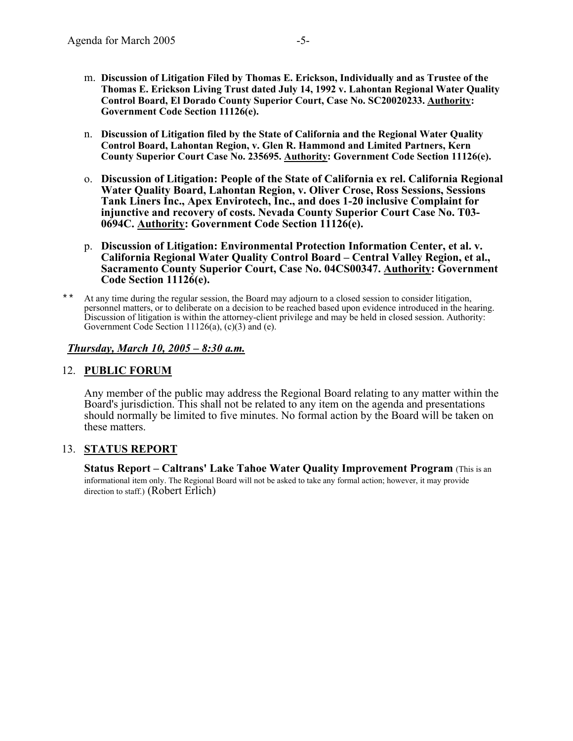m. **Discussion of Litigation Filed by Thomas E. Erickson, Individually and as Trustee of the Thomas E. Erickson Living Trust dated July 14, 1992 v. Lahontan Regional Water Quality Control Board, El Dorado County Superior Court, Case No. SC20020233. Authority: Government Code Section 11126(e).**

n. **Discussion of Litigation filed by the State of California and the Regional Water Quality Control Board, Lahontan Region, v. Glen R. Hammond and Limited Partners, Kern County Superior Court Case No. 235695. Authority: Government Code Section 11126(e).**

o. **Discussion of Litigation: People of the State of California ex rel. California Regional Water Quality Board, Lahontan Region, v. Oliver Crose, Ross Sessions, Sessions Tank Liners Inc., Apex Envirotech, Inc., and does 1-20 inclusive Complaint for injunctive and recovery of costs. Nevada County Superior Court Case No. T03-0694C. Authority: Government Code Section 11126(e).**

p. **Discussion of Litigation: Environmental Protection Information Center, et al. v. California Regional Water Quality Control Board – Central Valley Region, et al., Sacramento County Superior Court, Case No. 04CS00347. Authority: Government Code Section 11126(e).**

** At any time during the regular session, the Board may adjourn to a closed session to consider litigation, personnel matters, or to deliberate on a decision to be reached based upon evidence introduced in the hearing. Discussion of litigation is within the attorney-client privilege and may be held in closed session. Authority: Government Code Section 11126(a), (c)(3) and (e).

***Thursday, March 10, 2005 – 8:30 a.m.***

## 12. PUBLIC FORUM

Any member of the public may address the Regional Board relating to any matter within the Board's jurisdiction. This shall not be related to any item on the agenda and presentations should normally be limited to five minutes. No formal action by the Board will be taken on these matters.

## 13. STATUS REPORT

**Status Report – Caltrans' Lake Tahoe Water Quality Improvement Program** (This is an informational item only. The Regional Board will not be asked to take any formal action; however, it may provide direction to staff.) (Robert Erlich)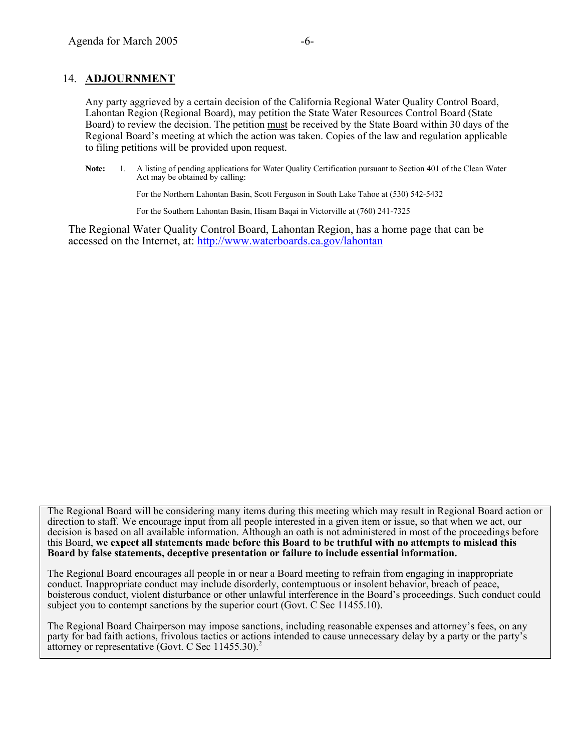## 14. ADJOURNMENT

Any party aggrieved by a certain decision of the California Regional Water Quality Control Board, Lahontan Region (Regional Board), may petition the State Water Resources Control Board (State Board) to review the decision. The petition must be received by the State Board within 30 days of the Regional Board's meeting at which the action was taken. Copies of the law and regulation applicable to filing petitions will be provided upon request.

**Note:** 1. A listing of pending applications for Water Quality Certification pursuant to Section 401 of the Clean Water Act may be obtained by calling:

For the Northern Lahontan Basin, Scott Ferguson in South Lake Tahoe at (530) 542-5432

For the Southern Lahontan Basin, Hisam Baqai in Victorville at (760) 241-7325

The Regional Water Quality Control Board, Lahontan Region, has a home page that can be accessed on the Internet, at: http://www.waterboards.ca.gov/lahontan

The Regional Board will be considering many items during this meeting which may result in Regional Board action or direction to staff. We encourage input from all people interested in a given item or issue, so that when we act, our decision is based on all available information. Although an oath is not administered in most of the proceedings before this Board, **we expect all statements made before this Board to be truthful with no attempts to mislead this Board by false statements, deceptive presentation or failure to include essential information.**

The Regional Board encourages all people in or near a Board meeting to refrain from engaging in inappropriate conduct. Inappropriate conduct may include disorderly, contemptuous or insolent behavior, breach of peace, boisterous conduct, violent disturbance or other unlawful interference in the Board's proceedings. Such conduct could subject you to contempt sanctions by the superior court (Govt. C Sec 11455.10).

The Regional Board Chairperson may impose sanctions, including reasonable expenses and attorney's fees, on any party for bad faith actions, frivolous tactics or actions intended to cause unnecessary delay by a party or the party's attorney or representative (Govt. C Sec 11455.30).[2]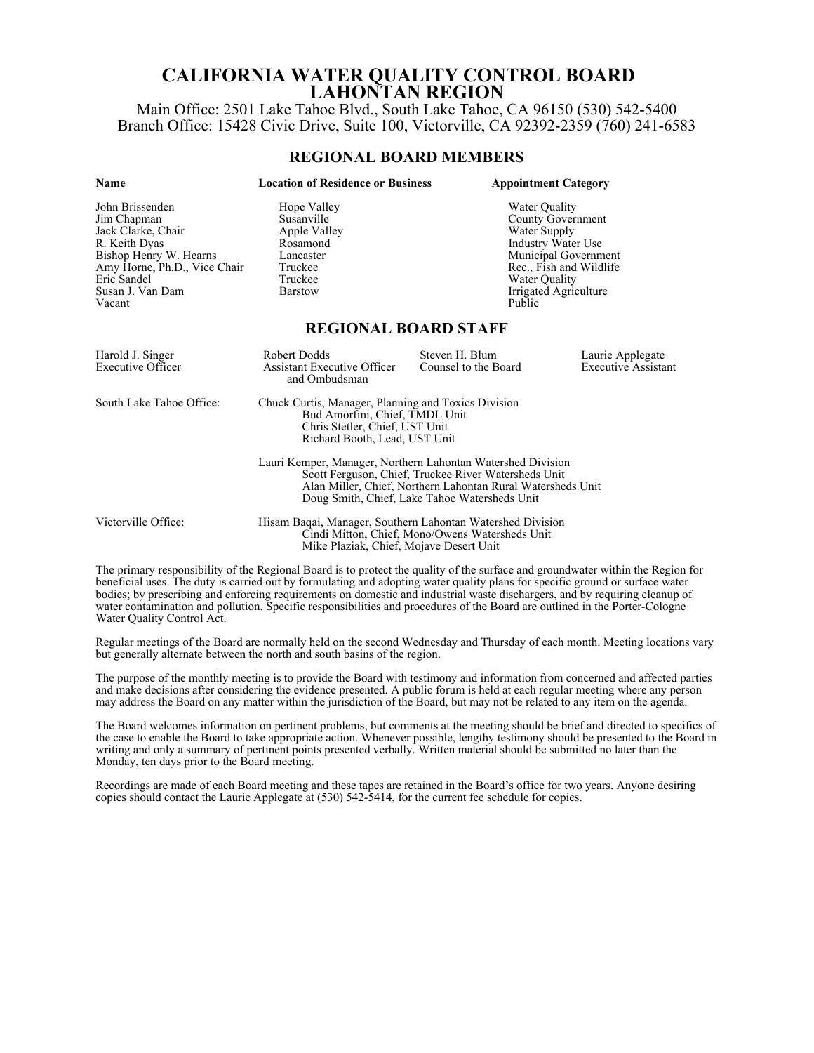# CALIFORNIA WATER QUALITY CONTROL BOARD
# LAHONTAN REGION

Main Office: 2501 Lake Tahoe Blvd., South Lake Tahoe, CA 96150 (530) 542-5400
Branch Office: 15428 Civic Drive, Suite 100, Victorville, CA 92392-2359 (760) 241-6583

## REGIONAL BOARD MEMBERS

| Name | Location of Residence or Business | Appointment Category |
|---|---|---|
| John Brissenden | Hope Valley | Water Quality |
| Jim Chapman | Susanville | County Government |
| Jack Clarke, Chair | Apple Valley | Water Supply |
| R. Keith Dyas | Rosamond | Industry Water Use |
| Bishop Henry W. Hearns | Lancaster | Municipal Government |
| Amy Horne, Ph.D., Vice Chair | Truckee | Rec., Fish and Wildlife |
| Eric Sandel | Truckee | Water Quality |
| Susan J. Van Dam | Barstow | Irrigated Agriculture |
| Vacant | | Public |

## REGIONAL BOARD STAFF

| Harold J. Singer | Robert Dodds | Steven H. Blum | Laurie Applegate |
|---|---|---|---|
| Executive Officer | Assistant Executive Officer and Ombudsman | Counsel to the Board | Executive Assistant |

South Lake Tahoe Office:

Chuck Curtis, Manager, Planning and Toxics Division
- Bud Amorfini, Chief, TMDL Unit
- Chris Stetler, Chief, UST Unit
- Richard Booth, Lead, UST Unit

Lauri Kemper, Manager, Northern Lahontan Watershed Division
- Scott Ferguson, Chief, Truckee River Watersheds Unit
- Alan Miller, Chief, Northern Lahontan Rural Watersheds Unit
- Doug Smith, Chief, Lake Tahoe Watersheds Unit

Victorville Office:

Hisam Baqai, Manager, Southern Lahontan Watershed Division
- Cindi Mitton, Chief, Mono/Owens Watersheds Unit
- Mike Plaziak, Chief, Mojave Desert Unit

The primary responsibility of the Regional Board is to protect the quality of the surface and groundwater within the Region for beneficial uses. The duty is carried out by formulating and adopting water quality plans for specific ground or surface water bodies; by prescribing and enforcing requirements on domestic and industrial waste dischargers, and by requiring cleanup of water contamination and pollution. Specific responsibilities and procedures of the Board are outlined in the Porter-Cologne Water Quality Control Act.

Regular meetings of the Board are normally held on the second Wednesday and Thursday of each month. Meeting locations vary but generally alternate between the north and south basins of the region.

The purpose of the monthly meeting is to provide the Board with testimony and information from concerned and affected parties and make decisions after considering the evidence presented. A public forum is held at each regular meeting where any person may address the Board on any matter within the jurisdiction of the Board, but may not be related to any item on the agenda.

The Board welcomes information on pertinent problems, but comments at the meeting should be brief and directed to specifics of the case to enable the Board to take appropriate action. Whenever possible, lengthy testimony should be presented to the Board in writing and only a summary of pertinent points presented verbally. Written material should be submitted no later than the Monday, ten days prior to the Board meeting.

Recordings are made of each Board meeting and these tapes are retained in the Board's office for two years. Anyone desiring copies should contact the Laurie Applegate at (530) 542-5414, for the current fee schedule for copies.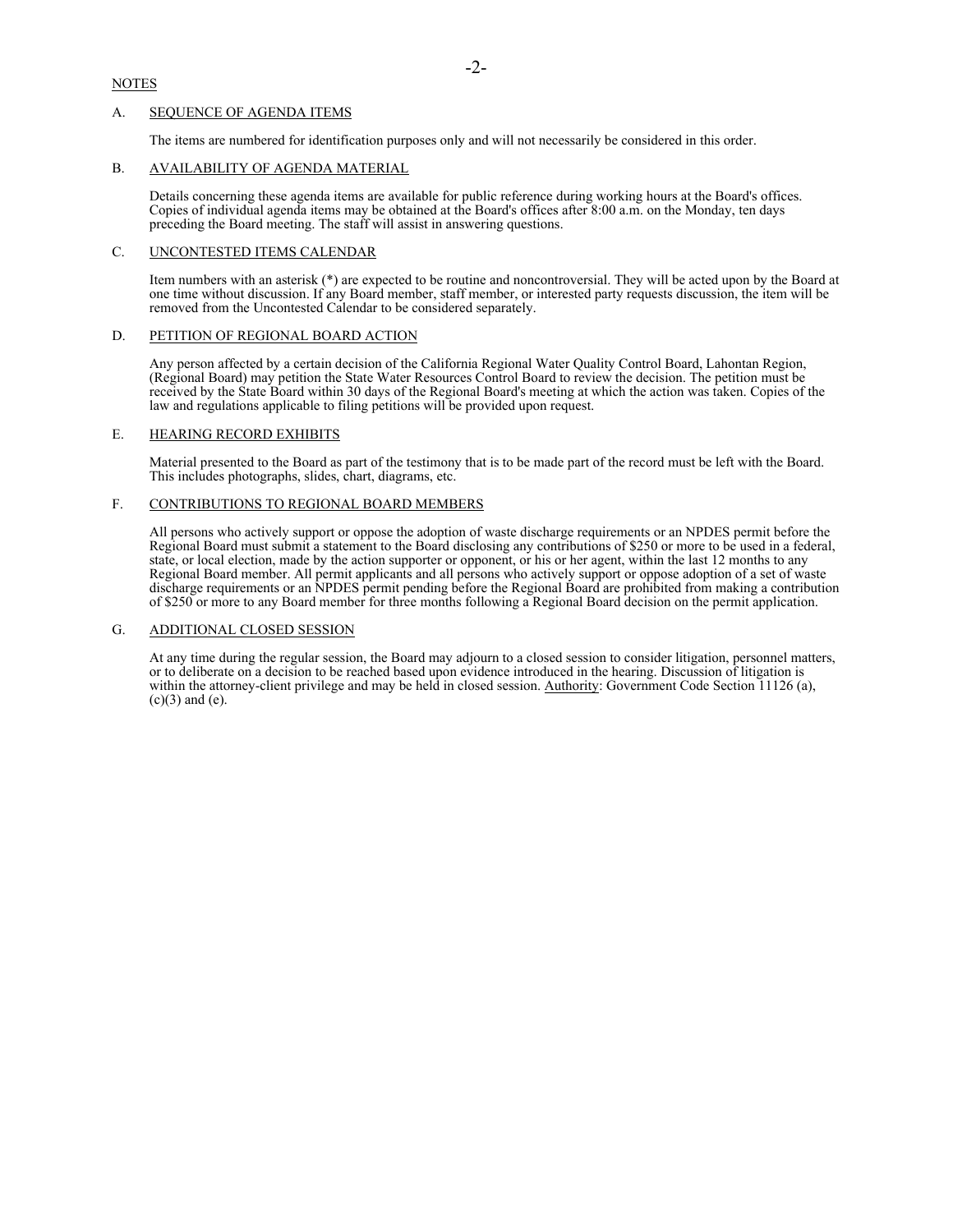NOTES

A. SEQUENCE OF AGENDA ITEMS

The items are numbered for identification purposes only and will not necessarily be considered in this order.

B. AVAILABILITY OF AGENDA MATERIAL

Details concerning these agenda items are available for public reference during working hours at the Board's offices. Copies of individual agenda items may be obtained at the Board's offices after 8:00 a.m. on the Monday, ten days preceding the Board meeting. The staff will assist in answering questions.

C. UNCONTESTED ITEMS CALENDAR

Item numbers with an asterisk (*) are expected to be routine and noncontroversial. They will be acted upon by the Board at one time without discussion. If any Board member, staff member, or interested party requests discussion, the item will be removed from the Uncontested Calendar to be considered separately.

D. PETITION OF REGIONAL BOARD ACTION

Any person affected by a certain decision of the California Regional Water Quality Control Board, Lahontan Region, (Regional Board) may petition the State Water Resources Control Board to review the decision. The petition must be received by the State Board within 30 days of the Regional Board's meeting at which the action was taken. Copies of the law and regulations applicable to filing petitions will be provided upon request.

E. HEARING RECORD EXHIBITS

Material presented to the Board as part of the testimony that is to be made part of the record must be left with the Board. This includes photographs, slides, chart, diagrams, etc.

F. CONTRIBUTIONS TO REGIONAL BOARD MEMBERS

All persons who actively support or oppose the adoption of waste discharge requirements or an NPDES permit before the Regional Board must submit a statement to the Board disclosing any contributions of $250 or more to be used in a federal, state, or local election, made by the action supporter or opponent, or his or her agent, within the last 12 months to any Regional Board member. All permit applicants and all persons who actively support or oppose adoption of a set of waste discharge requirements or an NPDES permit pending before the Regional Board are prohibited from making a contribution of $250 or more to any Board member for three months following a Regional Board decision on the permit application.

G. ADDITIONAL CLOSED SESSION

At any time during the regular session, the Board may adjourn to a closed session to consider litigation, personnel matters, or to deliberate on a decision to be reached based upon evidence introduced in the hearing. Discussion of litigation is within the attorney-client privilege and may be held in closed session. Authority: Government Code Section 11126 (a), (c)(3) and (e).